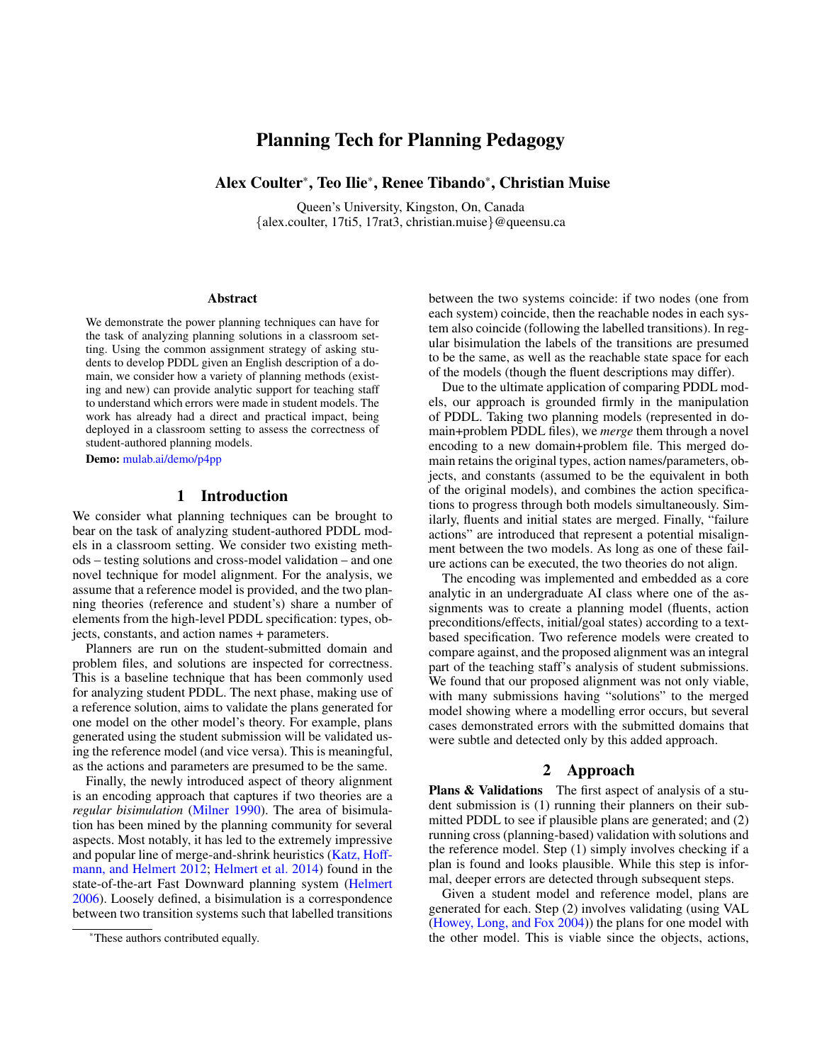# Planning Tech for Planning Pedagogy

**Alex Coulter*, Teo Ilie*, Renee Tibando*, Christian Muise**

Queen's University, Kingston, On, Canada
{alex.coulter, 17ti5, 17rat3, christian.muise}@queensu.ca

## Abstract

We demonstrate the power planning techniques can have for the task of analyzing planning solutions in a classroom setting. Using the common assignment strategy of asking students to develop PDDL given an English description of a domain, we consider how a variety of planning methods (existing and new) can provide analytic support for teaching staff to understand which errors were made in student models. The work has already had a direct and practical impact, being deployed in a classroom setting to assess the correctness of student-authored planning models.

**Demo:** mulab.ai/demo/p4pp

## 1 Introduction

We consider what planning techniques can be brought to bear on the task of analyzing student-authored PDDL models in a classroom setting. We consider two existing methods – testing solutions and cross-model validation – and one novel technique for model alignment. For the analysis, we assume that a reference model is provided, and the two planning theories (reference and student's) share a number of elements from the high-level PDDL specification: types, objects, constants, and action names + parameters.

Planners are run on the student-submitted domain and problem files, and solutions are inspected for correctness. This is a baseline technique that has been commonly used for analyzing student PDDL. The next phase, making use of a reference solution, aims to validate the plans generated for one model on the other model's theory. For example, plans generated using the student submission will be validated using the reference model (and vice versa). This is meaningful, as the actions and parameters are presumed to be the same.

Finally, the newly introduced aspect of theory alignment is an encoding approach that captures if two theories are a *regular bisimulation* (Milner 1990). The area of bisimulation has been mined by the planning community for several aspects. Most notably, it has led to the extremely impressive and popular line of merge-and-shrink heuristics (Katz, Hoffmann, and Helmert 2012; Helmert et al. 2014) found in the state-of-the-art Fast Downward planning system (Helmert 2006). Loosely defined, a bisimulation is a correspondence between two transition systems such that labelled transitions between the two systems coincide: if two nodes (one from each system) coincide, then the reachable nodes in each system also coincide (following the labelled transitions). In regular bisimulation the labels of the transitions are presumed to be the same, as well as the reachable state space for each of the models (though the fluent descriptions may differ).

Due to the ultimate application of comparing PDDL models, our approach is grounded firmly in the manipulation of PDDL. Taking two planning models (represented in domain+problem PDDL files), we *merge* them through a novel encoding to a new domain+problem file. This merged domain retains the original types, action names/parameters, objects, and constants (assumed to be the equivalent in both of the original models), and combines the action specifications to progress through both models simultaneously. Similarly, fluents and initial states are merged. Finally, "failure actions" are introduced that represent a potential misalignment between the two models. As long as one of these failure actions can be executed, the two theories do not align.

The encoding was implemented and embedded as a core analytic in an undergraduate AI class where one of the assignments was to create a planning model (fluents, action preconditions/effects, initial/goal states) according to a text-based specification. Two reference models were created to compare against, and the proposed alignment was an integral part of the teaching staff's analysis of student submissions. We found that our proposed alignment was not only viable, with many submissions having "solutions" to the merged model showing where a modelling error occurs, but several cases demonstrated errors with the submitted domains that were subtle and detected only by this added approach.

## 2 Approach

**Plans & Validations** The first aspect of analysis of a student submission is (1) running their planners on their submitted PDDL to see if plausible plans are generated; and (2) running cross (planning-based) validation with solutions and the reference model. Step (1) simply involves checking if a plan is found and looks plausible. While this step is informal, deeper errors are detected through subsequent steps.

Given a student model and reference model, plans are generated for each. Step (2) involves validating (using VAL (Howey, Long, and Fox 2004)) the plans for one model with the other model. This is viable since the objects, actions,

*These authors contributed equally.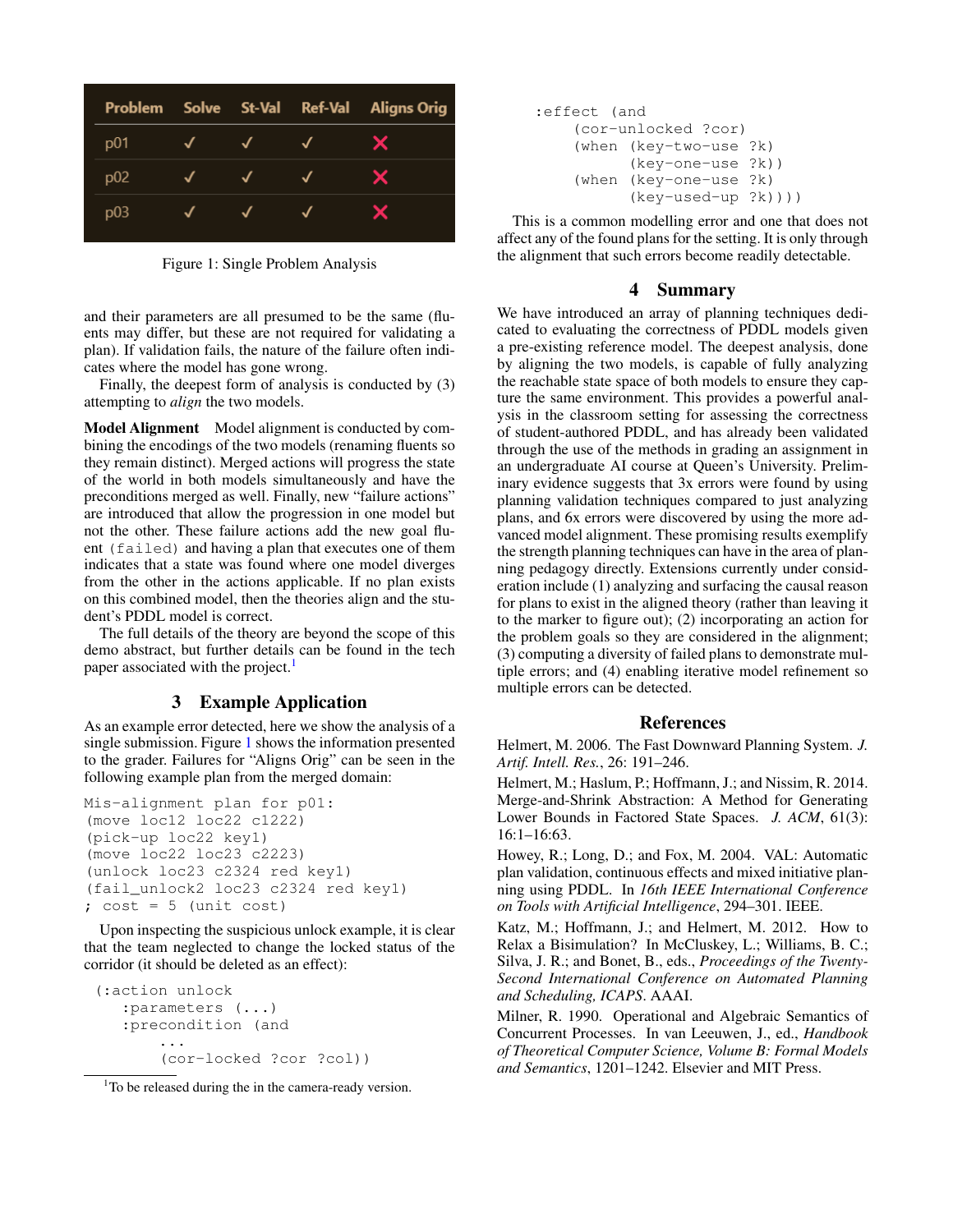| Problem | Solve | St-Val | Ref-Val | Aligns Orig |
|---|---|---|---|---|
| p01 | ✓ | ✓ | ✓ | ✗ |
| p02 | ✓ | ✓ | ✓ | ✗ |
| p03 | ✓ | ✓ | ✓ | ✗ |

Figure 1: Single Problem Analysis

and their parameters are all presumed to be the same (fluents may differ, but these are not required for validating a plan). If validation fails, the nature of the failure often indicates where the model has gone wrong.

Finally, the deepest form of analysis is conducted by (3) attempting to *align* the two models.

**Model Alignment** Model alignment is conducted by combining the encodings of the two models (renaming fluents so they remain distinct). Merged actions will progress the state of the world in both models simultaneously and have the preconditions merged as well. Finally, new "failure actions" are introduced that allow the progression in one model but not the other. These failure actions add the new goal fluent `(failed)` and having a plan that executes one of them indicates that a state was found where one model diverges from the other in the actions applicable. If no plan exists on this combined model, then the theories align and the student's PDDL model is correct.

The full details of the theory are beyond the scope of this demo abstract, but further details can be found in the tech paper associated with the project.[1]

## 3 Example Application

As an example error detected, here we show the analysis of a single submission. Figure 1 shows the information presented to the grader. Failures for "Aligns Orig" can be seen in the following example plan from the merged domain:

```
Mis-alignment plan for p01:
(move loc12 loc22 c1222)
(pick-up loc22 key1)
(move loc22 loc23 c2223)
(unlock loc23 c2324 red key1)
(fail_unlock2 loc23 c2324 red key1)
; cost = 5 (unit cost)
```

Upon inspecting the suspicious unlock example, it is clear that the team neglected to change the locked status of the corridor (it should be deleted as an effect):

```
(:action unlock
    :parameters (...)
    :precondition (and
        ...
        (cor-locked ?cor ?col))
    :effect (and
        (cor-unlocked ?cor)
        (when (key-two-use ?k)
              (key-one-use ?k))
        (when (key-one-use ?k)
              (key-used-up ?k))))
```

This is a common modelling error and one that does not affect any of the found plans for the setting. It is only through the alignment that such errors become readily detectable.

## 4 Summary

We have introduced an array of planning techniques dedicated to evaluating the correctness of PDDL models given a pre-existing reference model. The deepest analysis, done by aligning the two models, is capable of fully analyzing the reachable state space of both models to ensure they capture the same environment. This provides a powerful analysis in the classroom setting for assessing the correctness of student-authored PDDL, and has already been validated through the use of the methods in grading an assignment in an undergraduate AI course at Queen's University. Preliminary evidence suggests that 3x errors were found by using planning validation techniques compared to just analyzing plans, and 6x errors were discovered by using the more advanced model alignment. These promising results exemplify the strength planning techniques can have in the area of planning pedagogy directly. Extensions currently under consideration include (1) analyzing and surfacing the causal reason for plans to exist in the aligned theory (rather than leaving it to the marker to figure out); (2) incorporating an action for the problem goals so they are considered in the alignment; (3) computing a diversity of failed plans to demonstrate multiple errors; and (4) enabling iterative model refinement so multiple errors can be detected.

## References

Helmert, M. 2006. The Fast Downward Planning System. *J. Artif. Intell. Res.*, 26: 191–246.

Helmert, M.; Haslum, P.; Hoffmann, J.; and Nissim, R. 2014. Merge-and-Shrink Abstraction: A Method for Generating Lower Bounds in Factored State Spaces. *J. ACM*, 61(3): 16:1–16:63.

Howey, R.; Long, D.; and Fox, M. 2004. VAL: Automatic plan validation, continuous effects and mixed initiative planning using PDDL. In *16th IEEE International Conference on Tools with Artificial Intelligence*, 294–301. IEEE.

Katz, M.; Hoffmann, J.; and Helmert, M. 2012. How to Relax a Bisimulation? In McCluskey, L.; Williams, B. C.; Silva, J. R.; and Bonet, B., eds., *Proceedings of the Twenty-Second International Conference on Automated Planning and Scheduling, ICAPS*. AAAI.

Milner, R. 1990. Operational and Algebraic Semantics of Concurrent Processes. In van Leeuwen, J., ed., *Handbook of Theoretical Computer Science, Volume B: Formal Models and Semantics*, 1201–1242. Elsevier and MIT Press.

[1] To be released during the in the camera-ready version.